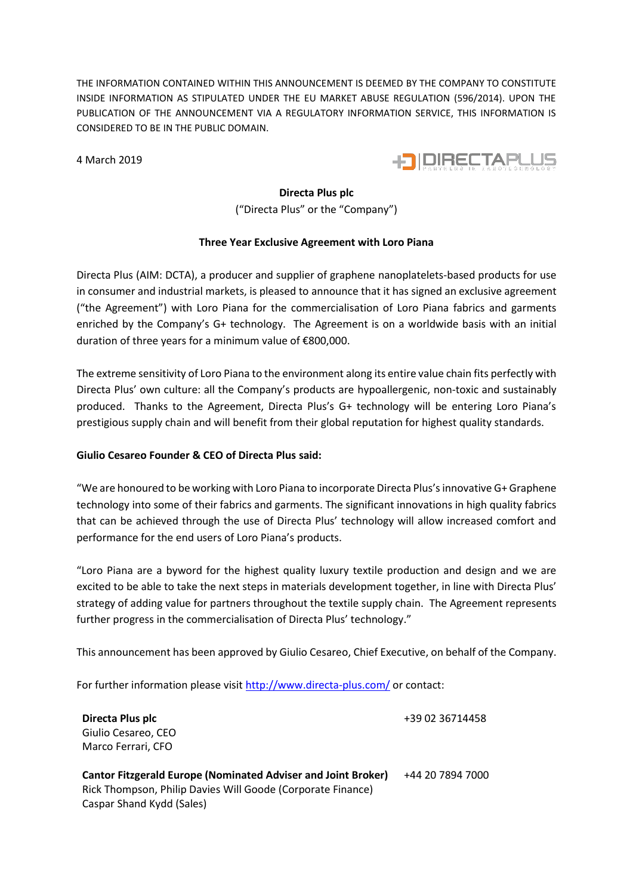THE INFORMATION CONTAINED WITHIN THIS ANNOUNCEMENT IS DEEMED BY THE COMPANY TO CONSTITUTE INSIDE INFORMATION AS STIPULATED UNDER THE EU MARKET ABUSE REGULATION (596/2014). UPON THE PUBLICATION OF THE ANNOUNCEMENT VIA A REGULATORY INFORMATION SERVICE, THIS INFORMATION IS CONSIDERED TO BE IN THE PUBLIC DOMAIN.

4 March 2019

**Directa Plus plc**

("Directa Plus" or the "Company")

**Three Year Exclusive Agreement with Loro Piana**

Directa Plus (AIM: DCTA), a producer and supplier of graphene nanoplatelets-based products for use in consumer and industrial markets, is pleased to announce that it has signed an exclusive agreement ("the Agreement") with Loro Piana for the commercialisation of Loro Piana fabrics and garments enriched by the Company's G+ technology. The Agreement is on a worldwide basis with an initial duration of three years for a minimum value of €800,000.

The extreme sensitivity of Loro Piana to the environment along its entire value chain fits perfectly with Directa Plus' own culture: all the Company's products are hypoallergenic, non-toxic and sustainably produced. Thanks to the Agreement, Directa Plus's G+ technology will be entering Loro Piana's prestigious supply chain and will benefit from their global reputation for highest quality standards.

**Giulio Cesareo Founder & CEO of Directa Plus said:**

"We are honoured to be working with Loro Piana to incorporate Directa Plus's innovative G+ Graphene technology into some of their fabrics and garments. The significant innovations in high quality fabrics that can be achieved through the use of Directa Plus' technology will allow increased comfort and performance for the end users of Loro Piana's products.

"Loro Piana are a byword for the highest quality luxury textile production and design and we are excited to be able to take the next steps in materials development together, in line with Directa Plus' strategy of adding value for partners throughout the textile supply chain. The Agreement represents further progress in the commercialisation of Directa Plus' technology."

This announcement has been approved by Giulio Cesareo, Chief Executive, on behalf of the Company.

For further information please visit http://www.directa-plus.com/ or contact:

**Directa Plus plc** — +39 02 36714458
Giulio Cesareo, CEO
Marco Ferrari, CFO

**Cantor Fitzgerald Europe (Nominated Adviser and Joint Broker)** — +44 20 7894 7000
Rick Thompson, Philip Davies Will Goode (Corporate Finance)
Caspar Shand Kydd (Sales)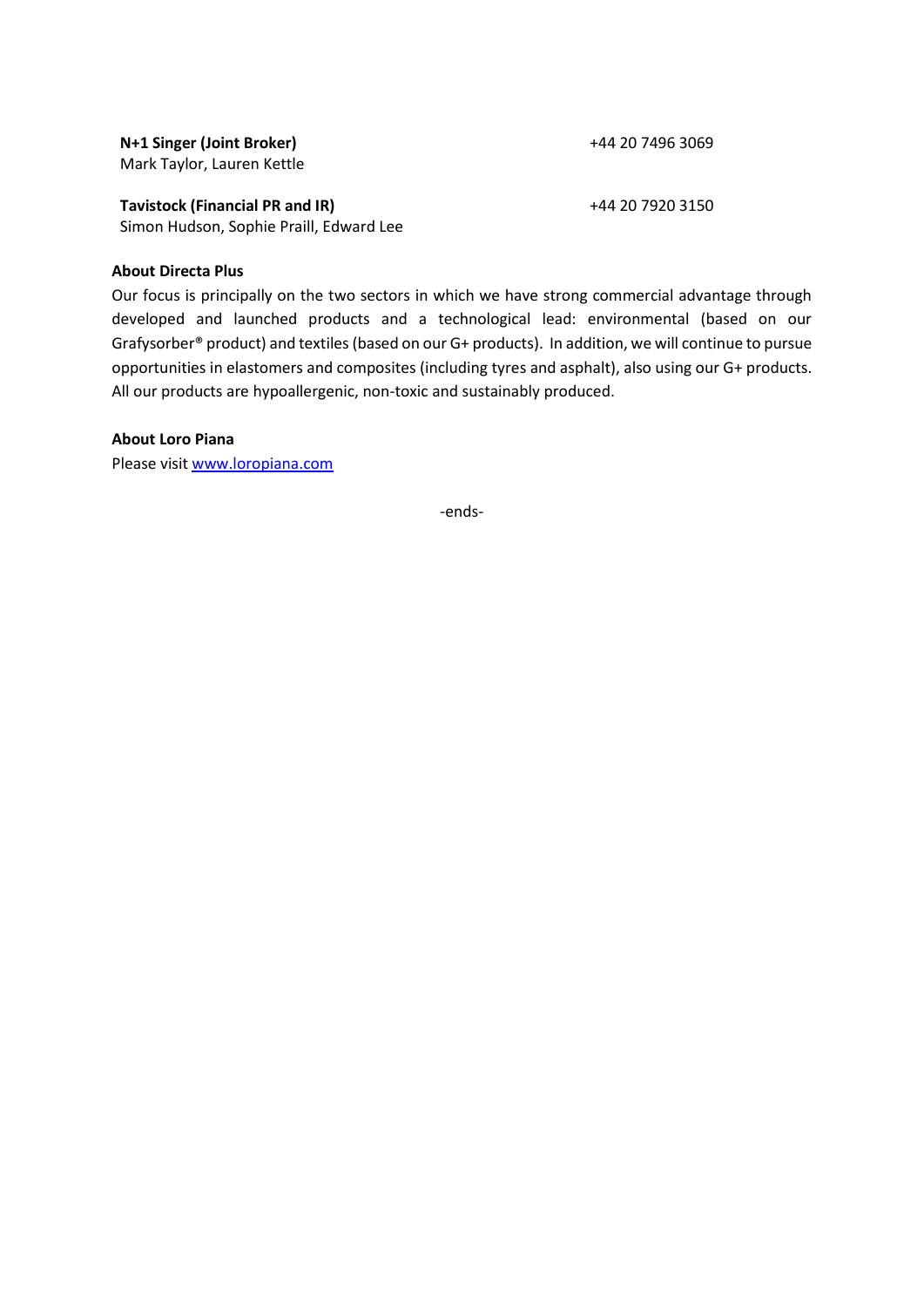**N+1 Singer (Joint Broker)** +44 20 7496 3069
Mark Taylor, Lauren Kettle

**Tavistock (Financial PR and IR)** +44 20 7920 3150
Simon Hudson, Sophie Praill, Edward Lee

**About Directa Plus**

Our focus is principally on the two sectors in which we have strong commercial advantage through developed and launched products and a technological lead: environmental (based on our Grafysorber® product) and textiles (based on our G+ products). In addition, we will continue to pursue opportunities in elastomers and composites (including tyres and asphalt), also using our G+ products. All our products are hypoallergenic, non-toxic and sustainably produced.

**About Loro Piana**

Please visit [www.loropiana.com](http://www.loropiana.com)

-ends-